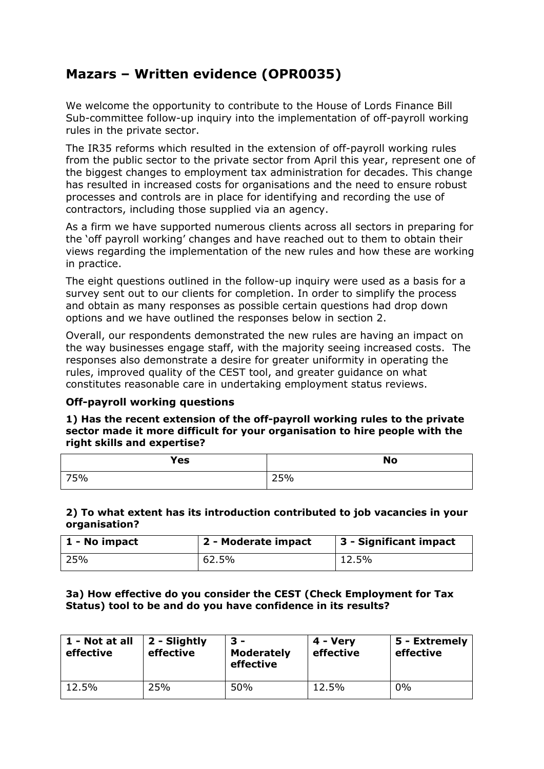# Mazars – Written evidence (OPR0035)

We welcome the opportunity to contribute to the House of Lords Finance Bill Sub-committee follow-up inquiry into the implementation of off-payroll working rules in the private sector.

The IR35 reforms which resulted in the extension of off-payroll working rules from the public sector to the private sector from April this year, represent one of the biggest changes to employment tax administration for decades. This change has resulted in increased costs for organisations and the need to ensure robust processes and controls are in place for identifying and recording the use of contractors, including those supplied via an agency.

As a firm we have supported numerous clients across all sectors in preparing for the 'off payroll working' changes and have reached out to them to obtain their views regarding the implementation of the new rules and how these are working in practice.

The eight questions outlined in the follow-up inquiry were used as a basis for a survey sent out to our clients for completion. In order to simplify the process and obtain as many responses as possible certain questions had drop down options and we have outlined the responses below in section 2.

Overall, our respondents demonstrated the new rules are having an impact on the way businesses engage staff, with the majority seeing increased costs. The responses also demonstrate a desire for greater uniformity in operating the rules, improved quality of the CEST tool, and greater guidance on what constitutes reasonable care in undertaking employment status reviews.

### Off-payroll working questions

**1) Has the recent extension of the off-payroll working rules to the private sector made it more difficult for your organisation to hire people with the right skills and expertise?**

| Yes | No |
|---|---|
| 75% | 25% |

**2) To what extent has its introduction contributed to job vacancies in your organisation?**

| 1 - No impact | 2 - Moderate impact | 3 - Significant impact |
|---|---|---|
| 25% | 62.5% | 12.5% |

**3a) How effective do you consider the CEST (Check Employment for Tax Status) tool to be and do you have confidence in its results?**

| 1 - Not at all effective | 2 - Slightly effective | 3 - Moderately effective | 4 - Very effective | 5 - Extremely effective |
|---|---|---|---|---|
| 12.5% | 25% | 50% | 12.5% | 0% |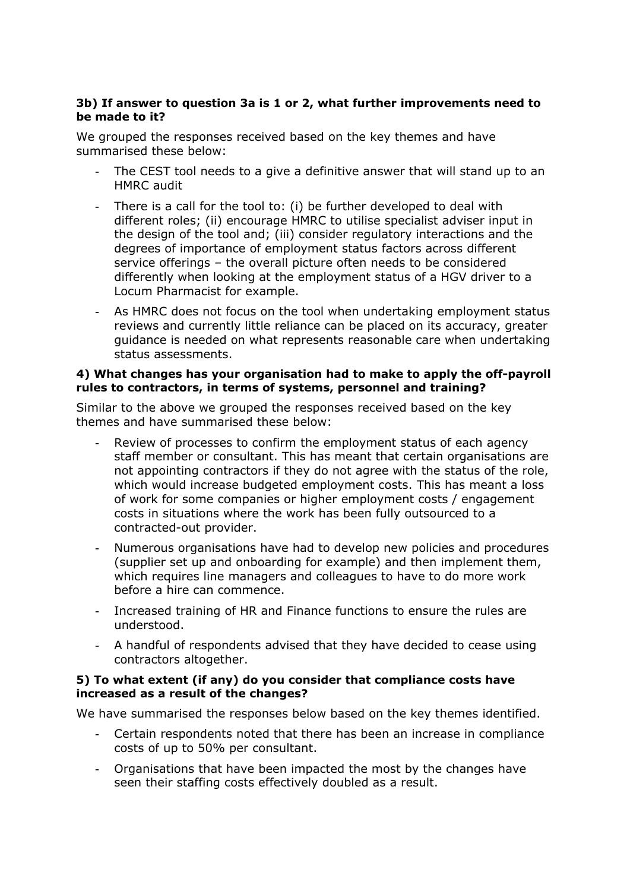**3b) If answer to question 3a is 1 or 2, what further improvements need to be made to it?**

We grouped the responses received based on the key themes and have summarised these below:

- The CEST tool needs to a give a definitive answer that will stand up to an HMRC audit
- There is a call for the tool to: (i) be further developed to deal with different roles; (ii) encourage HMRC to utilise specialist adviser input in the design of the tool and; (iii) consider regulatory interactions and the degrees of importance of employment status factors across different service offerings – the overall picture often needs to be considered differently when looking at the employment status of a HGV driver to a Locum Pharmacist for example.
- As HMRC does not focus on the tool when undertaking employment status reviews and currently little reliance can be placed on its accuracy, greater guidance is needed on what represents reasonable care when undertaking status assessments.

**4) What changes has your organisation had to make to apply the off-payroll rules to contractors, in terms of systems, personnel and training?**

Similar to the above we grouped the responses received based on the key themes and have summarised these below:

- Review of processes to confirm the employment status of each agency staff member or consultant. This has meant that certain organisations are not appointing contractors if they do not agree with the status of the role, which would increase budgeted employment costs. This has meant a loss of work for some companies or higher employment costs / engagement costs in situations where the work has been fully outsourced to a contracted-out provider.
- Numerous organisations have had to develop new policies and procedures (supplier set up and onboarding for example) and then implement them, which requires line managers and colleagues to have to do more work before a hire can commence.
- Increased training of HR and Finance functions to ensure the rules are understood.
- A handful of respondents advised that they have decided to cease using contractors altogether.

**5) To what extent (if any) do you consider that compliance costs have increased as a result of the changes?**

We have summarised the responses below based on the key themes identified.

- Certain respondents noted that there has been an increase in compliance costs of up to 50% per consultant.
- Organisations that have been impacted the most by the changes have seen their staffing costs effectively doubled as a result.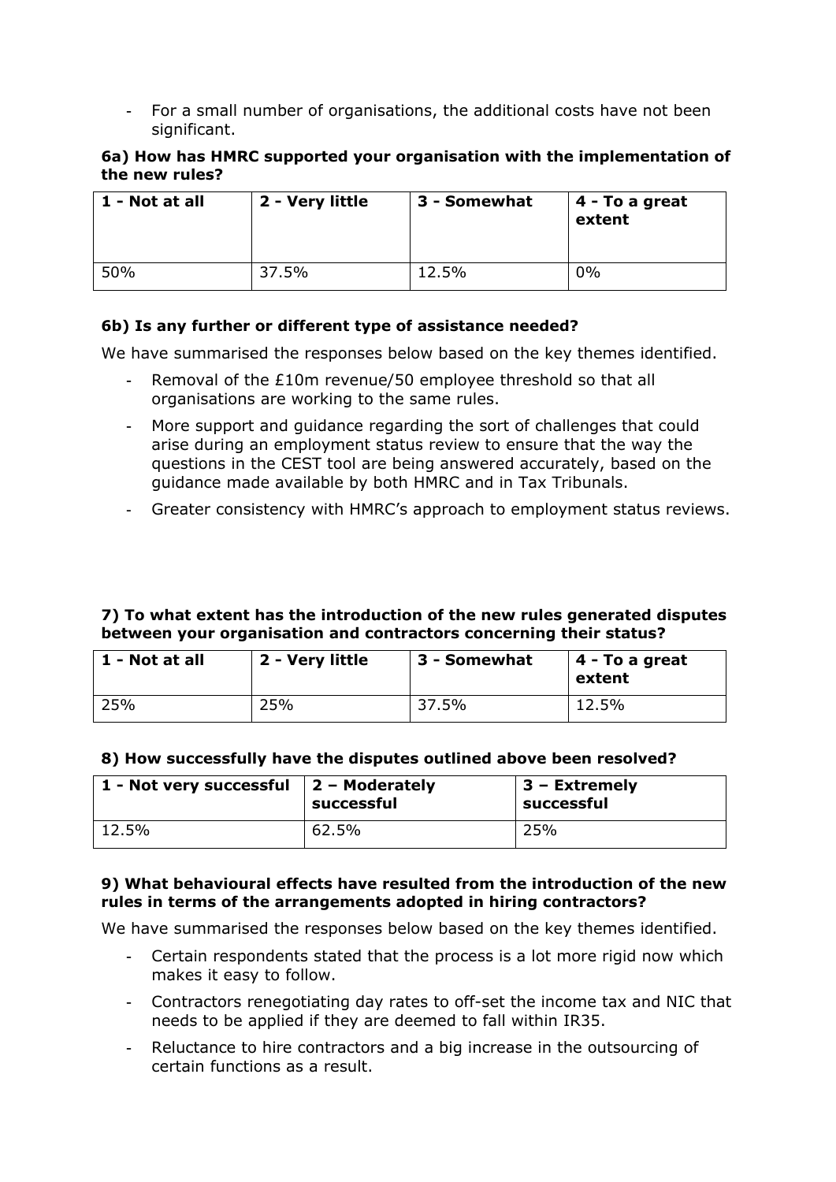- For a small number of organisations, the additional costs have not been significant.

**6a) How has HMRC supported your organisation with the implementation of the new rules?**

| 1 - Not at all | 2 - Very little | 3 - Somewhat | 4 - To a great extent |
| --- | --- | --- | --- |
| 50% | 37.5% | 12.5% | 0% |

**6b) Is any further or different type of assistance needed?**

We have summarised the responses below based on the key themes identified.

- Removal of the £10m revenue/50 employee threshold so that all organisations are working to the same rules.
- More support and guidance regarding the sort of challenges that could arise during an employment status review to ensure that the way the questions in the CEST tool are being answered accurately, based on the guidance made available by both HMRC and in Tax Tribunals.
- Greater consistency with HMRC's approach to employment status reviews.

**7) To what extent has the introduction of the new rules generated disputes between your organisation and contractors concerning their status?**

| 1 - Not at all | 2 - Very little | 3 - Somewhat | 4 - To a great extent |
| --- | --- | --- | --- |
| 25% | 25% | 37.5% | 12.5% |

**8) How successfully have the disputes outlined above been resolved?**

| 1 - Not very successful | 2 – Moderately successful | 3 – Extremely successful |
| --- | --- | --- |
| 12.5% | 62.5% | 25% |

**9) What behavioural effects have resulted from the introduction of the new rules in terms of the arrangements adopted in hiring contractors?**

We have summarised the responses below based on the key themes identified.

- Certain respondents stated that the process is a lot more rigid now which makes it easy to follow.
- Contractors renegotiating day rates to off-set the income tax and NIC that needs to be applied if they are deemed to fall within IR35.
- Reluctance to hire contractors and a big increase in the outsourcing of certain functions as a result.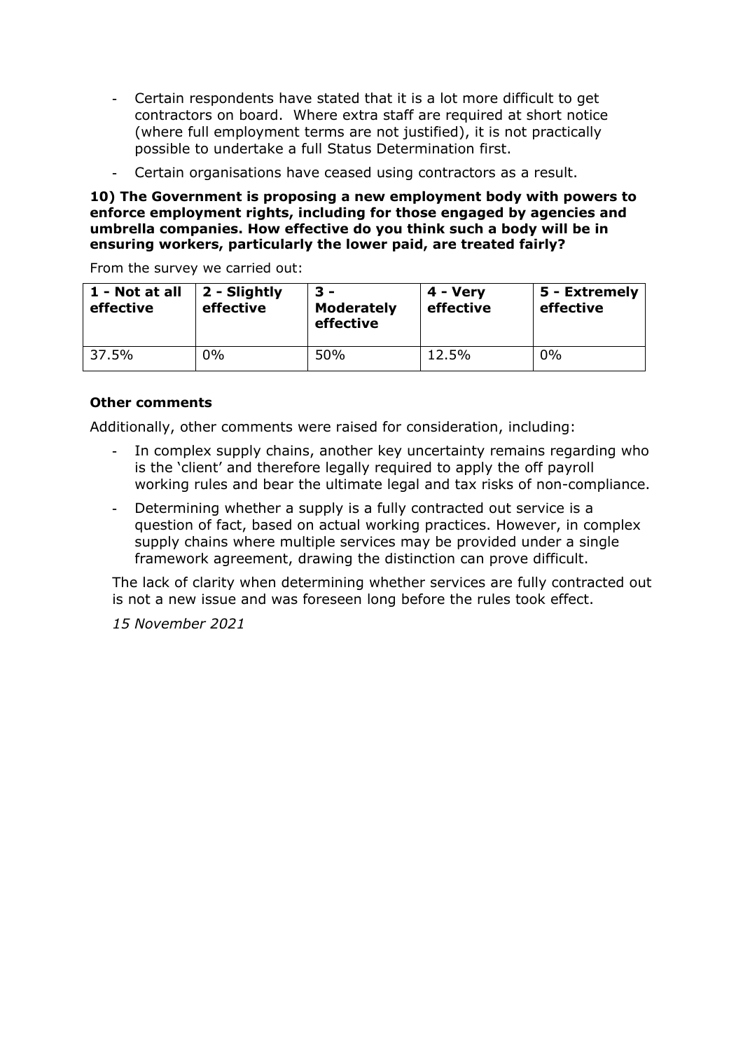- Certain respondents have stated that it is a lot more difficult to get contractors on board. Where extra staff are required at short notice (where full employment terms are not justified), it is not practically possible to undertake a full Status Determination first.
- Certain organisations have ceased using contractors as a result.

**10) The Government is proposing a new employment body with powers to enforce employment rights, including for those engaged by agencies and umbrella companies. How effective do you think such a body will be in ensuring workers, particularly the lower paid, are treated fairly?**

From the survey we carried out:

| 1 - Not at all effective | 2 - Slightly effective | 3 - Moderately effective | 4 - Very effective | 5 - Extremely effective |
|---|---|---|---|---|
| 37.5% | 0% | 50% | 12.5% | 0% |

**Other comments**

Additionally, other comments were raised for consideration, including:

- In complex supply chains, another key uncertainty remains regarding who is the 'client' and therefore legally required to apply the off payroll working rules and bear the ultimate legal and tax risks of non-compliance.
- Determining whether a supply is a fully contracted out service is a question of fact, based on actual working practices. However, in complex supply chains where multiple services may be provided under a single framework agreement, drawing the distinction can prove difficult.

The lack of clarity when determining whether services are fully contracted out is not a new issue and was foreseen long before the rules took effect.

*15 November 2021*